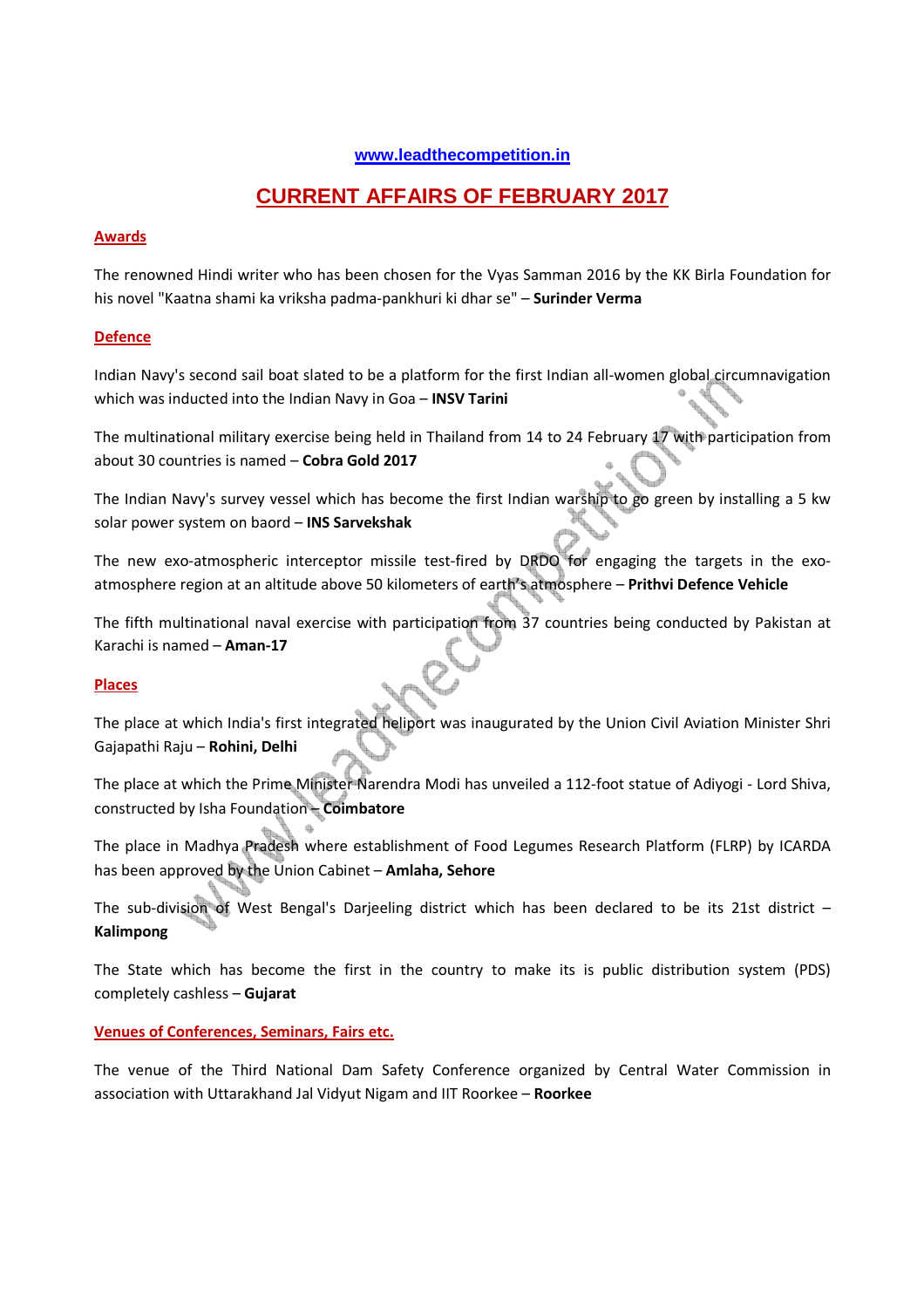www.leadthecompetition.in

# CURRENT AFFAIRS OF FEBRUARY 2017

## Awards

The renowned Hindi writer who has been chosen for the Vyas Samman 2016 by the KK Birla Foundation for his novel "Kaatna shami ka vriksha padma-pankhuri ki dhar se" – **Surinder Verma**

## Defence

Indian Navy's second sail boat slated to be a platform for the first Indian all-women global circumnavigation which was inducted into the Indian Navy in Goa – **INSV Tarini**

The multinational military exercise being held in Thailand from 14 to 24 February 17 with participation from about 30 countries is named – **Cobra Gold 2017**

The Indian Navy's survey vessel which has become the first Indian warship to go green by installing a 5 kw solar power system on baord – **INS Sarvekshak**

The new exo-atmospheric interceptor missile test-fired by DRDO for engaging the targets in the exo-atmosphere region at an altitude above 50 kilometers of earth's atmosphere – **Prithvi Defence Vehicle**

The fifth multinational naval exercise with participation from 37 countries being conducted by Pakistan at Karachi is named – **Aman-17**

## Places

The place at which India's first integrated heliport was inaugurated by the Union Civil Aviation Minister Shri Gajapathi Raju – **Rohini, Delhi**

The place at which the Prime Minister Narendra Modi has unveiled a 112-foot statue of Adiyogi - Lord Shiva, constructed by Isha Foundation – **Coimbatore**

The place in Madhya Pradesh where establishment of Food Legumes Research Platform (FLRP) by ICARDA has been approved by the Union Cabinet – **Amlaha, Sehore**

The sub-division of West Bengal's Darjeeling district which has been declared to be its 21st district – **Kalimpong**

The State which has become the first in the country to make its is public distribution system (PDS) completely cashless – **Gujarat**

## Venues of Conferences, Seminars, Fairs etc.

The venue of the Third National Dam Safety Conference organized by Central Water Commission in association with Uttarakhand Jal Vidyut Nigam and IIT Roorkee – **Roorkee**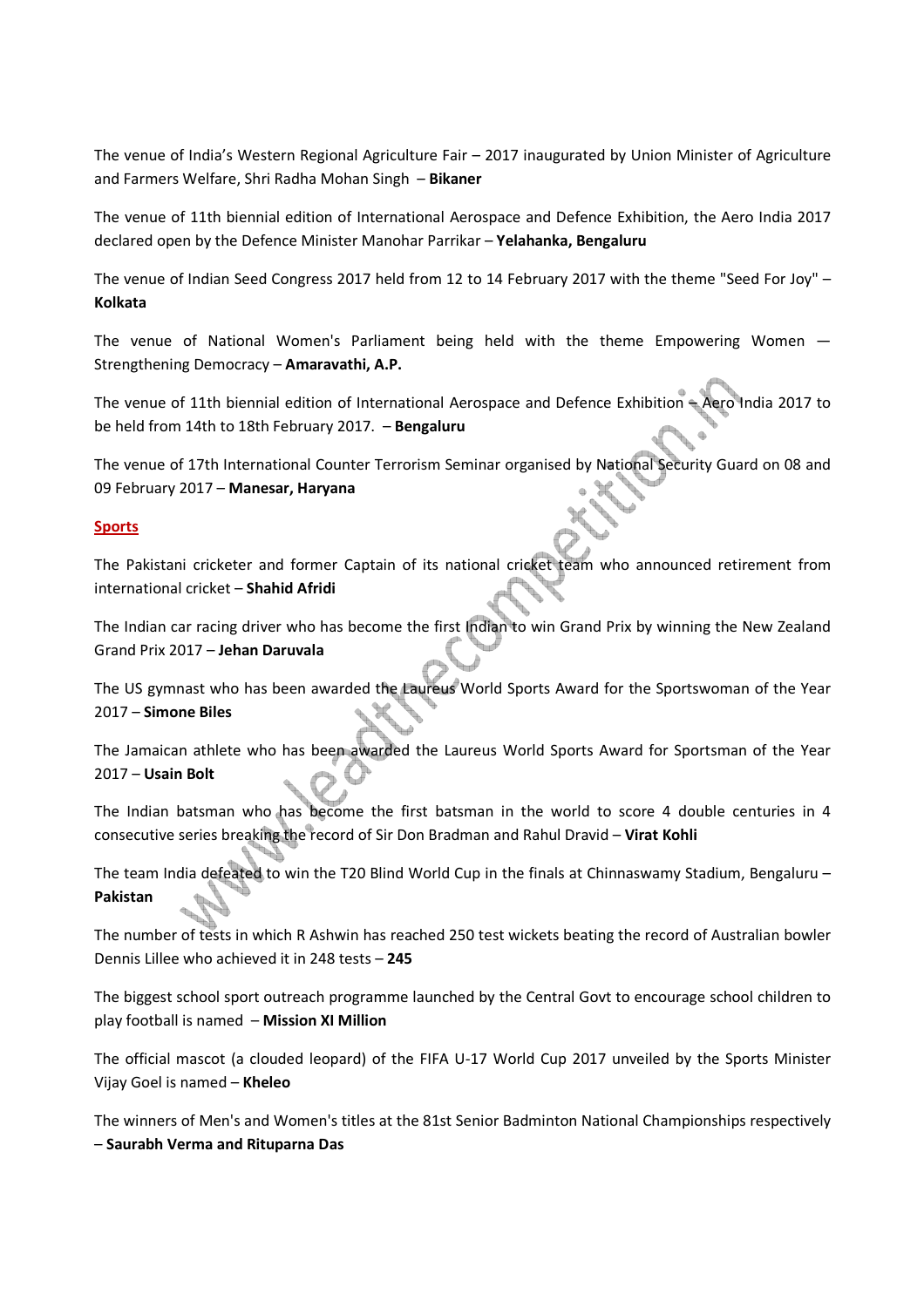The venue of India's Western Regional Agriculture Fair – 2017 inaugurated by Union Minister of Agriculture and Farmers Welfare, Shri Radha Mohan Singh – **Bikaner**

The venue of 11th biennial edition of International Aerospace and Defence Exhibition, the Aero India 2017 declared open by the Defence Minister Manohar Parrikar – **Yelahanka, Bengaluru**

The venue of Indian Seed Congress 2017 held from 12 to 14 February 2017 with the theme "Seed For Joy" – **Kolkata**

The venue of National Women's Parliament being held with the theme Empowering Women — Strengthening Democracy – **Amaravathi, A.P.**

The venue of 11th biennial edition of International Aerospace and Defence Exhibition – Aero India 2017 to be held from 14th to 18th February 2017. – **Bengaluru**

The venue of 17th International Counter Terrorism Seminar organised by National Security Guard on 08 and 09 February 2017 – **Manesar, Haryana**

## Sports

The Pakistani cricketer and former Captain of its national cricket team who announced retirement from international cricket – **Shahid Afridi**

The Indian car racing driver who has become the first Indian to win Grand Prix by winning the New Zealand Grand Prix 2017 – **Jehan Daruvala**

The US gymnast who has been awarded the Laureus World Sports Award for the Sportswoman of the Year 2017 – **Simone Biles**

The Jamaican athlete who has been awarded the Laureus World Sports Award for Sportsman of the Year 2017 – **Usain Bolt**

The Indian batsman who has become the first batsman in the world to score 4 double centuries in 4 consecutive series breaking the record of Sir Don Bradman and Rahul Dravid – **Virat Kohli**

The team India defeated to win the T20 Blind World Cup in the finals at Chinnaswamy Stadium, Bengaluru – **Pakistan**

The number of tests in which R Ashwin has reached 250 test wickets beating the record of Australian bowler Dennis Lillee who achieved it in 248 tests – **245**

The biggest school sport outreach programme launched by the Central Govt to encourage school children to play football is named – **Mission XI Million**

The official mascot (a clouded leopard) of the FIFA U-17 World Cup 2017 unveiled by the Sports Minister Vijay Goel is named – **Kheleo**

The winners of Men's and Women's titles at the 81st Senior Badminton National Championships respectively – **Saurabh Verma and Rituparna Das**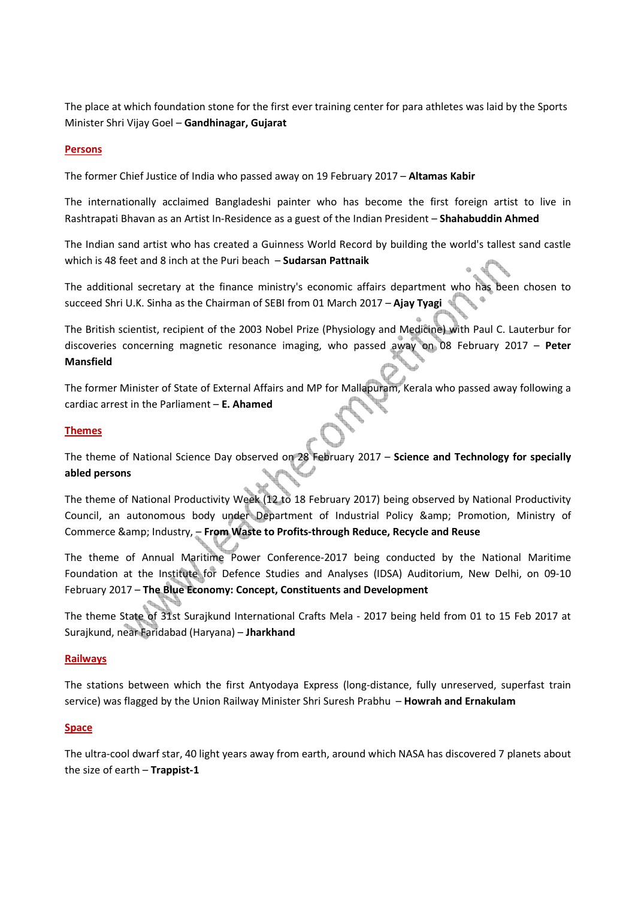The place at which foundation stone for the first ever training center for para athletes was laid by the Sports Minister Shri Vijay Goel – **Gandhinagar, Gujarat**

## Persons

The former Chief Justice of India who passed away on 19 February 2017 – **Altamas Kabir**

The internationally acclaimed Bangladeshi painter who has become the first foreign artist to live in Rashtrapati Bhavan as an Artist In-Residence as a guest of the Indian President – **Shahabuddin Ahmed**

The Indian sand artist who has created a Guinness World Record by building the world's tallest sand castle which is 48 feet and 8 inch at the Puri beach – **Sudarsan Pattnaik**

The additional secretary at the finance ministry's economic affairs department who has been chosen to succeed Shri U.K. Sinha as the Chairman of SEBI from 01 March 2017 – **Ajay Tyagi**

The British scientist, recipient of the 2003 Nobel Prize (Physiology and Medicine) with Paul C. Lauterbur for discoveries concerning magnetic resonance imaging, who passed away on 08 February 2017 – **Peter Mansfield**

The former Minister of State of External Affairs and MP for Mallapuram, Kerala who passed away following a cardiac arrest in the Parliament – **E. Ahamed**

## Themes

The theme of National Science Day observed on 28 February 2017 – **Science and Technology for specially abled persons**

The theme of National Productivity Week (12 to 18 February 2017) being observed by National Productivity Council, an autonomous body under Department of Industrial Policy &amp; Promotion, Ministry of Commerce &amp; Industry, – **From Waste to Profits-through Reduce, Recycle and Reuse**

The theme of Annual Maritime Power Conference-2017 being conducted by the National Maritime Foundation at the Institute for Defence Studies and Analyses (IDSA) Auditorium, New Delhi, on 09-10 February 2017 – **The Blue Economy: Concept, Constituents and Development**

The theme State of 31st Surajkund International Crafts Mela - 2017 being held from 01 to 15 Feb 2017 at Surajkund, near Faridabad (Haryana) – **Jharkhand**

## Railways

The stations between which the first Antyodaya Express (long-distance, fully unreserved, superfast train service) was flagged by the Union Railway Minister Shri Suresh Prabhu – **Howrah and Ernakulam**

## Space

The ultra-cool dwarf star, 40 light years away from earth, around which NASA has discovered 7 planets about the size of earth – **Trappist-1**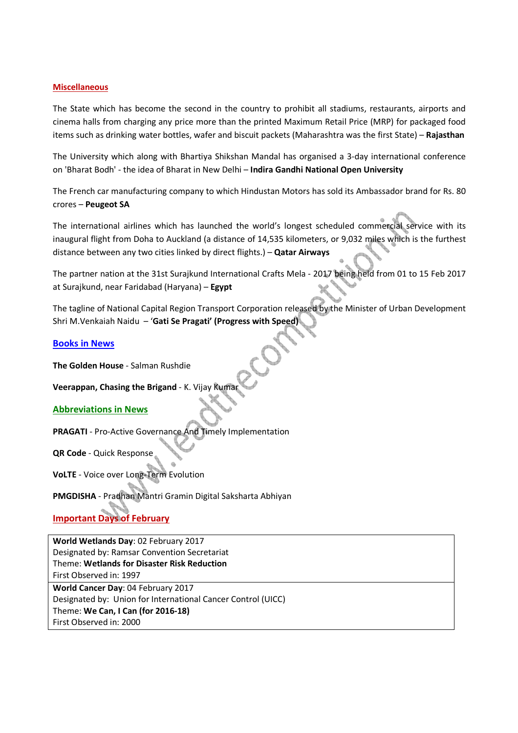## Miscellaneous

The State which has become the second in the country to prohibit all stadiums, restaurants, airports and cinema halls from charging any price more than the printed Maximum Retail Price (MRP) for packaged food items such as drinking water bottles, wafer and biscuit packets (Maharashtra was the first State) – **Rajasthan**

The University which along with Bhartiya Shikshan Mandal has organised a 3-day international conference on 'Bharat Bodh' - the idea of Bharat in New Delhi – **Indira Gandhi National Open University**

The French car manufacturing company to which Hindustan Motors has sold its Ambassador brand for Rs. 80 crores – **Peugeot SA**

The international airlines which has launched the world's longest scheduled commercial service with its inaugural flight from Doha to Auckland (a distance of 14,535 kilometers, or 9,032 miles which is the furthest distance between any two cities linked by direct flights.) – **Qatar Airways**

The partner nation at the 31st Surajkund International Crafts Mela - 2017 being held from 01 to 15 Feb 2017 at Surajkund, near Faridabad (Haryana) – **Egypt**

The tagline of National Capital Region Transport Corporation released by the Minister of Urban Development Shri M.Venkaiah Naidu – **'Gati Se Pragati' (Progress with Speed)**

## Books in News

**The Golden House** - Salman Rushdie

**Veerappan, Chasing the Brigand** - K. Vijay Kumar

## Abbreviations in News

**PRAGATI** - Pro-Active Governance And Timely Implementation

**QR Code** - Quick Response

**VoLTE** - Voice over Long-Term Evolution

**PMGDISHA** - Pradhan Mantri Gramin Digital Saksharta Abhiyan

## Important Days of February

| |
|---|
| **World Wetlands Day**: 02 February 2017<br>Designated by: Ramsar Convention Secretariat<br>Theme: **Wetlands for Disaster Risk Reduction**<br>First Observed in: 1997 |
| **World Cancer Day**: 04 February 2017<br>Designated by: Union for International Cancer Control (UICC)<br>Theme: **We Can, I Can (for 2016-18)**<br>First Observed in: 2000 |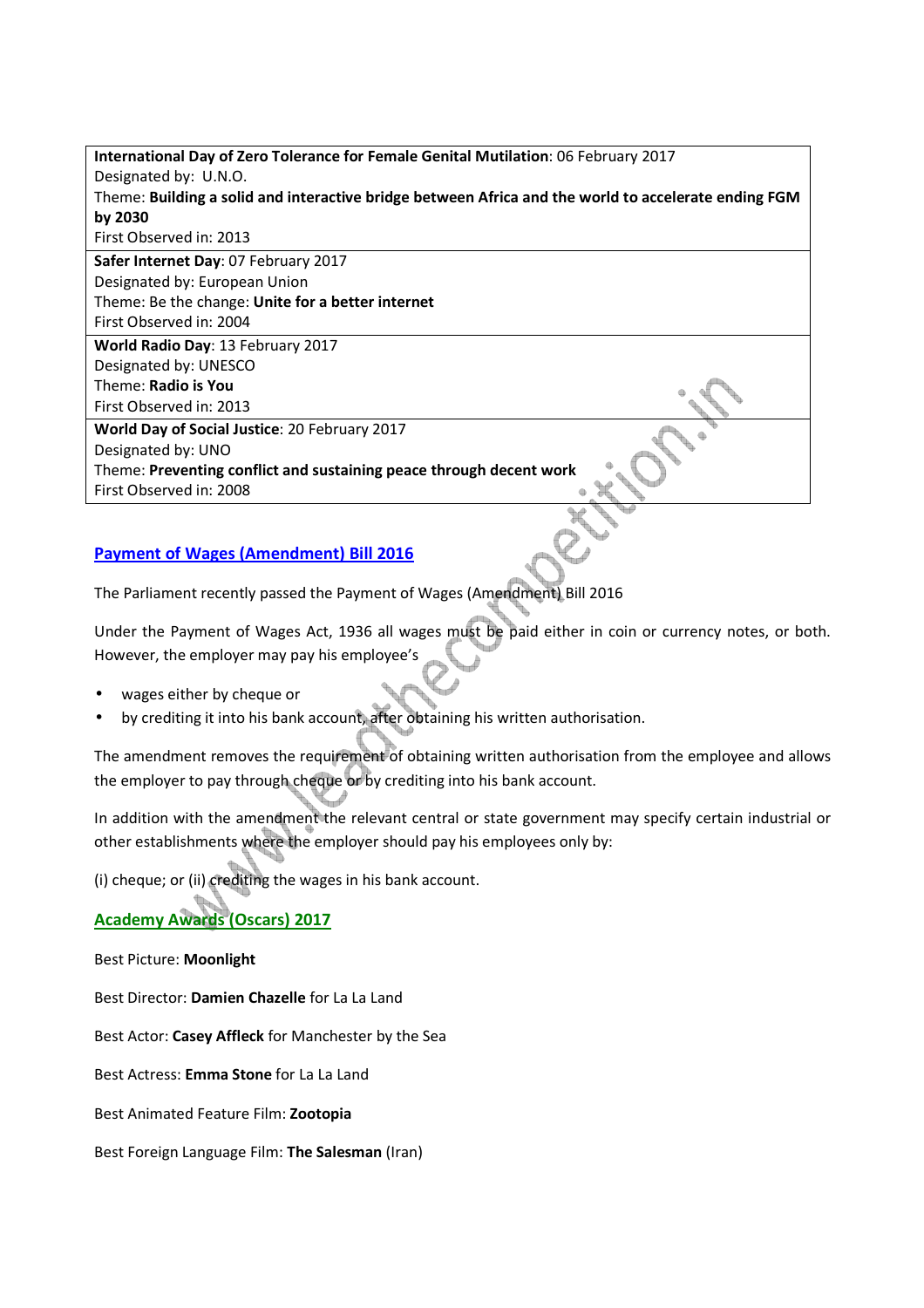| **International Day of Zero Tolerance for Female Genital Mutilation**: 06 February 2017<br>Designated by: U.N.O.<br>Theme: **Building a solid and interactive bridge between Africa and the world to accelerate ending FGM by 2030**<br>First Observed in: 2013 |
|---|
| **Safer Internet Day**: 07 February 2017<br>Designated by: European Union<br>Theme: Be the change: **Unite for a better internet**<br>First Observed in: 2004 |
| **World Radio Day**: 13 February 2017<br>Designated by: UNESCO<br>Theme: **Radio is You**<br>First Observed in: 2013 |
| **World Day of Social Justice**: 20 February 2017<br>Designated by: UNO<br>Theme: **Preventing conflict and sustaining peace through decent work**<br>First Observed in: 2008 |

## Payment of Wages (Amendment) Bill 2016

The Parliament recently passed the Payment of Wages (Amendment) Bill 2016

Under the Payment of Wages Act, 1936 all wages must be paid either in coin or currency notes, or both. However, the employer may pay his employee's

- wages either by cheque or
- by crediting it into his bank account, after obtaining his written authorisation.

The amendment removes the requirement of obtaining written authorisation from the employee and allows the employer to pay through cheque or by crediting into his bank account.

In addition with the amendment the relevant central or state government may specify certain industrial or other establishments where the employer should pay his employees only by:

(i) cheque; or (ii) crediting the wages in his bank account.

## Academy Awards (Oscars) 2017

Best Picture: **Moonlight**

Best Director: **Damien Chazelle** for La La Land

Best Actor: **Casey Affleck** for Manchester by the Sea

Best Actress: **Emma Stone** for La La Land

Best Animated Feature Film: **Zootopia**

Best Foreign Language Film: **The Salesman** (Iran)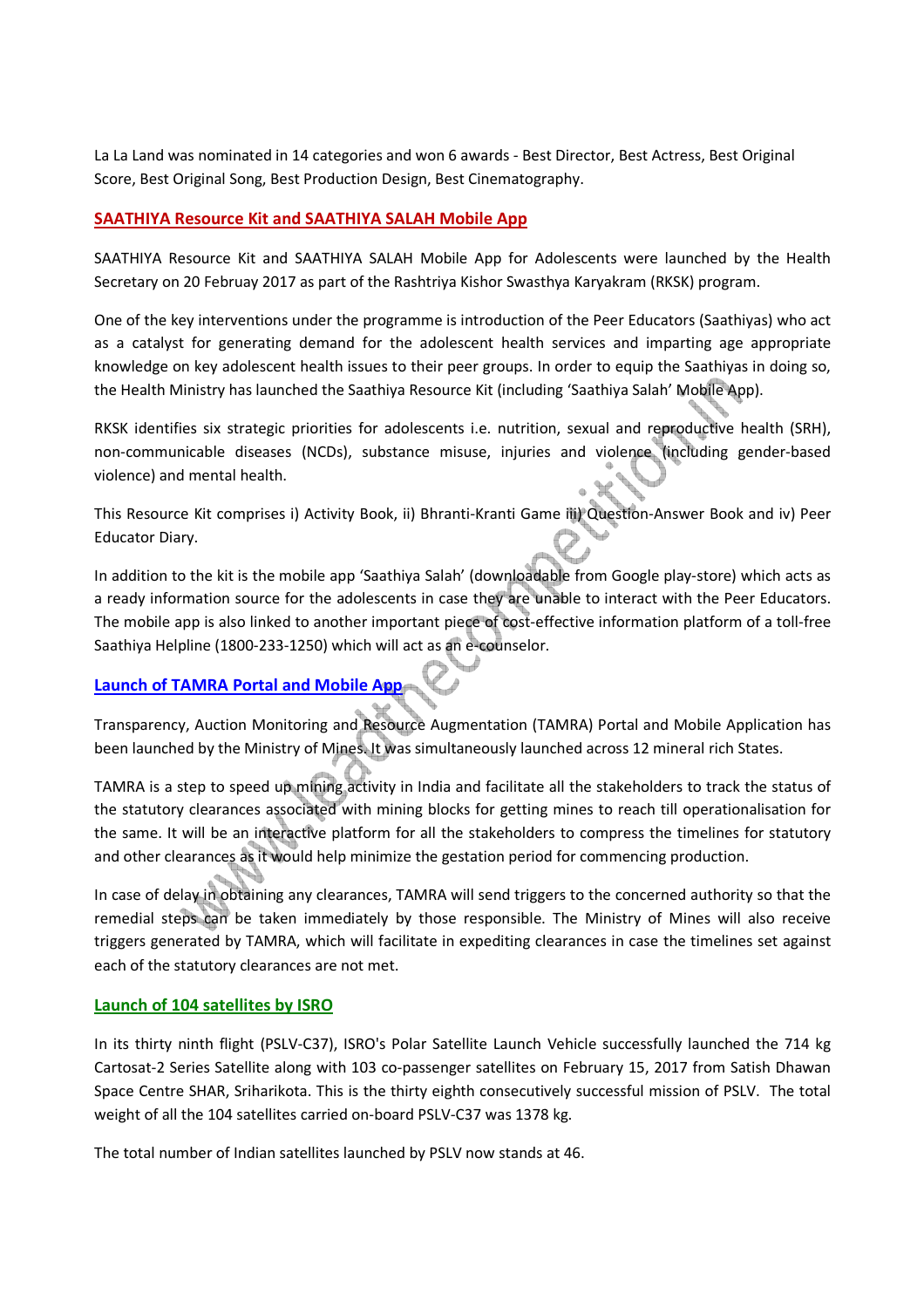La La Land was nominated in 14 categories and won 6 awards - Best Director, Best Actress, Best Original Score, Best Original Song, Best Production Design, Best Cinematography.

## SAATHIYA Resource Kit and SAATHIYA SALAH Mobile App

SAATHIYA Resource Kit and SAATHIYA SALAH Mobile App for Adolescents were launched by the Health Secretary on 20 Februay 2017 as part of the Rashtriya Kishor Swasthya Karyakram (RKSK) program.

One of the key interventions under the programme is introduction of the Peer Educators (Saathiyas) who act as a catalyst for generating demand for the adolescent health services and imparting age appropriate knowledge on key adolescent health issues to their peer groups. In order to equip the Saathiyas in doing so, the Health Ministry has launched the Saathiya Resource Kit (including 'Saathiya Salah' Mobile App).

RKSK identifies six strategic priorities for adolescents i.e. nutrition, sexual and reproductive health (SRH), non-communicable diseases (NCDs), substance misuse, injuries and violence (including gender-based violence) and mental health.

This Resource Kit comprises i) Activity Book, ii) Bhranti-Kranti Game iii) Question-Answer Book and iv) Peer Educator Diary.

In addition to the kit is the mobile app 'Saathiya Salah' (downloadable from Google play-store) which acts as a ready information source for the adolescents in case they are unable to interact with the Peer Educators. The mobile app is also linked to another important piece of cost-effective information platform of a toll-free Saathiya Helpline (1800-233-1250) which will act as an e-counselor.

## Launch of TAMRA Portal and Mobile App

Transparency, Auction Monitoring and Resource Augmentation (TAMRA) Portal and Mobile Application has been launched by the Ministry of Mines. It was simultaneously launched across 12 mineral rich States.

TAMRA is a step to speed up mining activity in India and facilitate all the stakeholders to track the status of the statutory clearances associated with mining blocks for getting mines to reach till operationalisation for the same. It will be an interactive platform for all the stakeholders to compress the timelines for statutory and other clearances as it would help minimize the gestation period for commencing production.

In case of delay in obtaining any clearances, TAMRA will send triggers to the concerned authority so that the remedial steps can be taken immediately by those responsible. The Ministry of Mines will also receive triggers generated by TAMRA, which will facilitate in expediting clearances in case the timelines set against each of the statutory clearances are not met.

## Launch of 104 satellites by ISRO

In its thirty ninth flight (PSLV-C37), ISRO's Polar Satellite Launch Vehicle successfully launched the 714 kg Cartosat-2 Series Satellite along with 103 co-passenger satellites on February 15, 2017 from Satish Dhawan Space Centre SHAR, Sriharikota. This is the thirty eighth consecutively successful mission of PSLV. The total weight of all the 104 satellites carried on-board PSLV-C37 was 1378 kg.

The total number of Indian satellites launched by PSLV now stands at 46.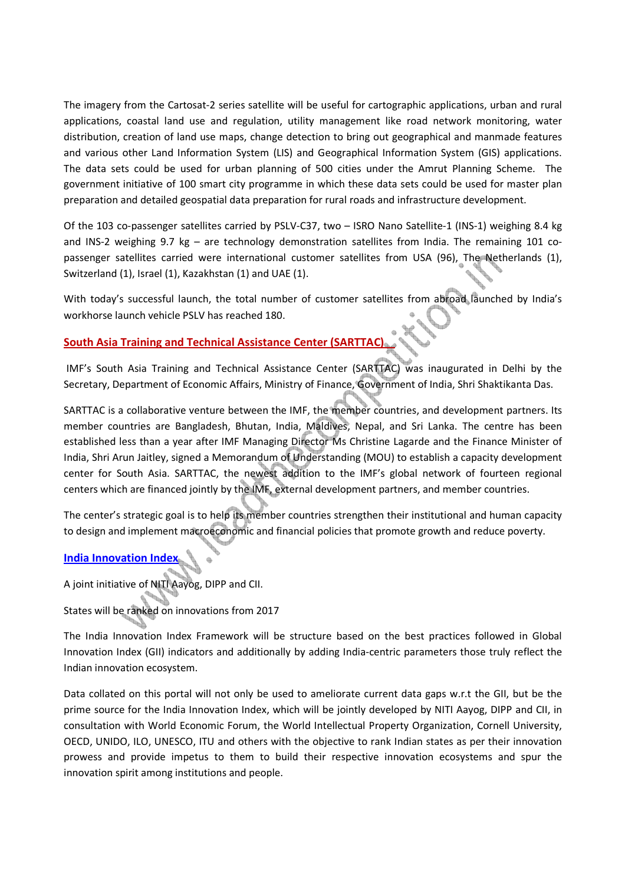The imagery from the Cartosat-2 series satellite will be useful for cartographic applications, urban and rural applications, coastal land use and regulation, utility management like road network monitoring, water distribution, creation of land use maps, change detection to bring out geographical and manmade features and various other Land Information System (LIS) and Geographical Information System (GIS) applications. The data sets could be used for urban planning of 500 cities under the Amrut Planning Scheme. The government initiative of 100 smart city programme in which these data sets could be used for master plan preparation and detailed geospatial data preparation for rural roads and infrastructure development.

Of the 103 co-passenger satellites carried by PSLV-C37, two – ISRO Nano Satellite-1 (INS-1) weighing 8.4 kg and INS-2 weighing 9.7 kg – are technology demonstration satellites from India. The remaining 101 co-passenger satellites carried were international customer satellites from USA (96), The Netherlands (1), Switzerland (1), Israel (1), Kazakhstan (1) and UAE (1).

With today's successful launch, the total number of customer satellites from abroad launched by India's workhorse launch vehicle PSLV has reached 180.

## South Asia Training and Technical Assistance Center (SARTTAC)

IMF's South Asia Training and Technical Assistance Center (SARTTAC) was inaugurated in Delhi by the Secretary, Department of Economic Affairs, Ministry of Finance, Government of India, Shri Shaktikanta Das.

SARTTAC is a collaborative venture between the IMF, the member countries, and development partners. Its member countries are Bangladesh, Bhutan, India, Maldives, Nepal, and Sri Lanka. The centre has been established less than a year after IMF Managing Director Ms Christine Lagarde and the Finance Minister of India, Shri Arun Jaitley, signed a Memorandum of Understanding (MOU) to establish a capacity development center for South Asia. SARTTAC, the newest addition to the IMF's global network of fourteen regional centers which are financed jointly by the IMF, external development partners, and member countries.

The center's strategic goal is to help its member countries strengthen their institutional and human capacity to design and implement macroeconomic and financial policies that promote growth and reduce poverty.

## India Innovation Index

A joint initiative of NITI Aayog, DIPP and CII.

States will be ranked on innovations from 2017

The India Innovation Index Framework will be structure based on the best practices followed in Global Innovation Index (GII) indicators and additionally by adding India-centric parameters those truly reflect the Indian innovation ecosystem.

Data collated on this portal will not only be used to ameliorate current data gaps w.r.t the GII, but be the prime source for the India Innovation Index, which will be jointly developed by NITI Aayog, DIPP and CII, in consultation with World Economic Forum, the World Intellectual Property Organization, Cornell University, OECD, UNIDO, ILO, UNESCO, ITU and others with the objective to rank Indian states as per their innovation prowess and provide impetus to them to build their respective innovation ecosystems and spur the innovation spirit among institutions and people.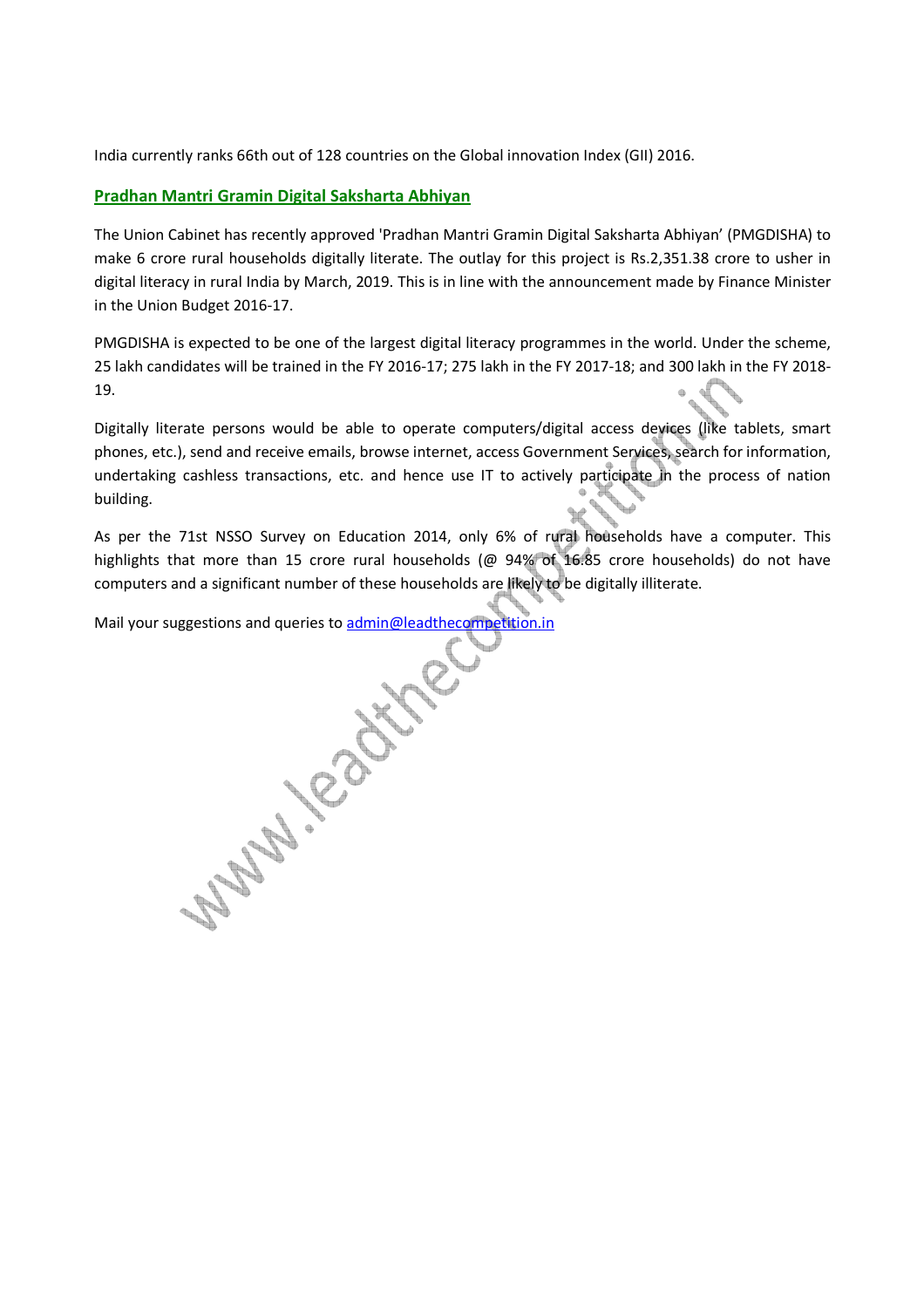India currently ranks 66th out of 128 countries on the Global innovation Index (GII) 2016.

## Pradhan Mantri Gramin Digital Saksharta Abhiyan

The Union Cabinet has recently approved 'Pradhan Mantri Gramin Digital Saksharta Abhiyan' (PMGDISHA) to make 6 crore rural households digitally literate. The outlay for this project is Rs.2,351.38 crore to usher in digital literacy in rural India by March, 2019. This is in line with the announcement made by Finance Minister in the Union Budget 2016-17.

PMGDISHA is expected to be one of the largest digital literacy programmes in the world. Under the scheme, 25 lakh candidates will be trained in the FY 2016-17; 275 lakh in the FY 2017-18; and 300 lakh in the FY 2018-19.

Digitally literate persons would be able to operate computers/digital access devices (like tablets, smart phones, etc.), send and receive emails, browse internet, access Government Services, search for information, undertaking cashless transactions, etc. and hence use IT to actively participate in the process of nation building.

As per the 71st NSSO Survey on Education 2014, only 6% of rural households have a computer. This highlights that more than 15 crore rural households (@ 94% of 16.85 crore households) do not have computers and a significant number of these households are likely to be digitally illiterate.

Mail your suggestions and queries to admin@leadthecompetition.in